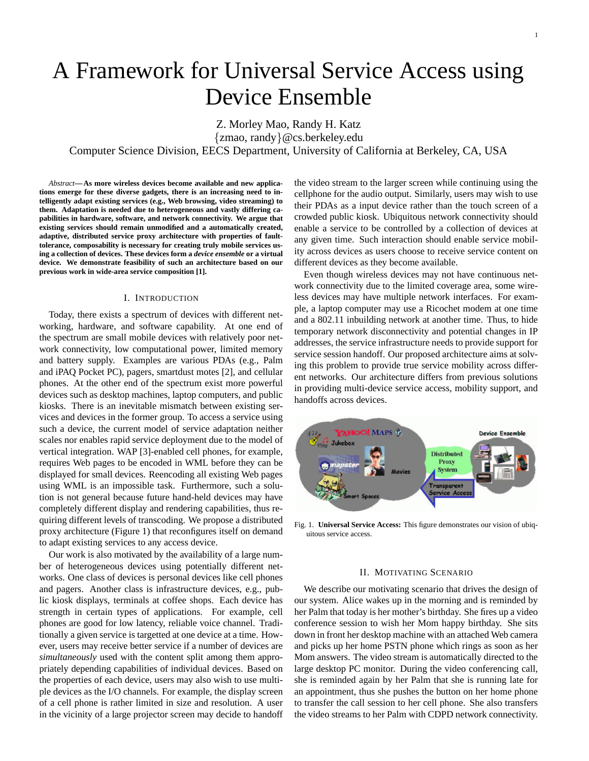# A Framework for Universal Service Access using Device Ensemble

Z. Morley Mao, Randy H. Katz
{zmao, randy}@cs.berkeley.edu
Computer Science Division, EECS Department, University of California at Berkeley, CA, USA

*Abstract*— **As more wireless devices become available and new applications emerge for these diverse gadgets, there is an increasing need to intelligently adapt existing services (e.g., Web browsing, video streaming) to them. Adaptation is needed due to heterogeneous and vastly differing capabilities in hardware, software, and network connectivity. We argue that existing services should remain unmodified and a automatically created, adaptive, distributed service proxy architecture with properties of fault-tolerance, composability is necessary for creating truly mobile services using a collection of devices. These devices form a *device ensemble* or a virtual device. We demonstrate feasibility of such an architecture based on our previous work in wide-area service composition [1].**

## I. Introduction

Today, there exists a spectrum of devices with different networking, hardware, and software capability. At one end of the spectrum are small mobile devices with relatively poor network connectivity, low computational power, limited memory and battery supply. Examples are various PDAs (e.g., Palm and iPAQ Pocket PC), pagers, smartdust motes [2], and cellular phones. At the other end of the spectrum exist more powerful devices such as desktop machines, laptop computers, and public kiosks. There is an inevitable mismatch between existing services and devices in the former group. To access a service using such a device, the current model of service adaptation neither scales nor enables rapid service deployment due to the model of vertical integration. WAP [3]-enabled cell phones, for example, requires Web pages to be encoded in WML before they can be displayed for small devices. Reencoding all existing Web pages using WML is an impossible task. Furthermore, such a solution is not general because future hand-held devices may have completely different display and rendering capabilities, thus requiring different levels of transcoding. We propose a distributed proxy architecture (Figure 1) that reconfigures itself on demand to adapt existing services to any access device.

Our work is also motivated by the availability of a large number of heterogeneous devices using potentially different networks. One class of devices is personal devices like cell phones and pagers. Another class is infrastructure devices, e.g., public kiosk displays, terminals at coffee shops. Each device has strength in certain types of applications. For example, cell phones are good for low latency, reliable voice channel. Traditionally a given service is targetted at one device at a time. However, users may receive better service if a number of devices are *simultaneously* used with the content split among them appropriately depending capabilities of individual devices. Based on the properties of each device, users may also wish to use multiple devices as the I/O channels. For example, the display screen of a cell phone is rather limited in size and resolution. A user in the vicinity of a large projector screen may decide to handoff the video stream to the larger screen while continuing using the cellphone for the audio output. Similarly, users may wish to use their PDAs as a input device rather than the touch screen of a crowded public kiosk. Ubiquitous network connectivity should enable a service to be controlled by a collection of devices at any given time. Such interaction should enable service mobility across devices as users choose to receive service content on different devices as they become available.

Even though wireless devices may not have continuous network connectivity due to the limited coverage area, some wireless devices may have multiple network interfaces. For example, a laptop computer may use a Ricochet modem at one time and a 802.11 inbuilding network at another time. Thus, to hide temporary network disconnectivity and potential changes in IP addresses, the service infrastructure needs to provide support for service session handoff. Our proposed architecture aims at solving this problem to provide true service mobility across different networks. Our architecture differs from previous solutions in providing multi-device service access, mobility support, and handoffs across devices.

Fig. 1. **Universal Service Access:** This figure demonstrates our vision of ubiquitous service access.

## II. Motivating Scenario

We describe our motivating scenario that drives the design of our system. Alice wakes up in the morning and is reminded by her Palm that today is her mother's birthday. She fires up a video conference session to wish her Mom happy birthday. She sits down in front her desktop machine with an attached Web camera and picks up her home PSTN phone which rings as soon as her Mom answers. The video stream is automatically directed to the large desktop PC monitor. During the video conferencing call, she is reminded again by her Palm that she is running late for an appointment, thus she pushes the button on her home phone to transfer the call session to her cell phone. She also transfers the video streams to her Palm with CDPD network connectivity.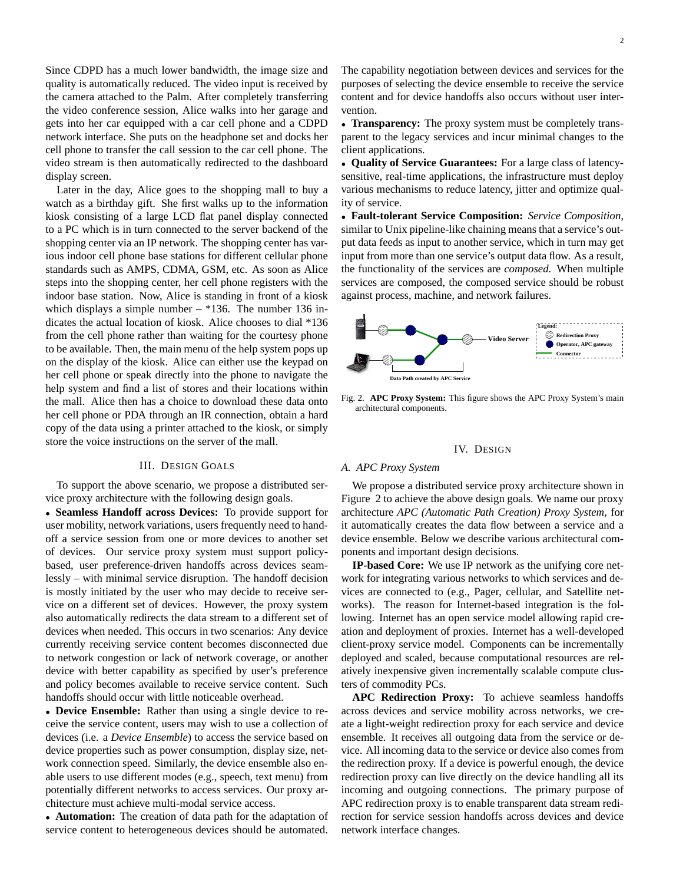Since CDPD has a much lower bandwidth, the image size and quality is automatically reduced. The video input is received by the camera attached to the Palm. After completely transferring the video conference session, Alice walks into her garage and gets into her car equipped with a car cell phone and a CDPD network interface. She puts on the headphone set and docks her cell phone to transfer the call session to the car cell phone. The video stream is then automatically redirected to the dashboard display screen.

Later in the day, Alice goes to the shopping mall to buy a watch as a birthday gift. She first walks up to the information kiosk consisting of a large LCD flat panel display connected to a PC which is in turn connected to the server backend of the shopping center via an IP network. The shopping center has various indoor cell phone base stations for different cellular phone standards such as AMPS, CDMA, GSM, etc. As soon as Alice steps into the shopping center, her cell phone registers with the indoor base station. Now, Alice is standing in front of a kiosk which displays a simple number – *136. The number 136 indicates the actual location of kiosk. Alice chooses to dial *136 from the cell phone rather than waiting for the courtesy phone to be available. Then, the main menu of the help system pops up on the display of the kiosk. Alice can either use the keypad on her cell phone or speak directly into the phone to navigate the help system and find a list of stores and their locations within the mall. Alice then has a choice to download these data onto her cell phone or PDA through an IR connection, obtain a hard copy of the data using a printer attached to the kiosk, or simply store the voice instructions on the server of the mall.

## III. Design Goals

To support the above scenario, we propose a distributed service proxy architecture with the following design goals.

- **Seamless Handoff across Devices:** To provide support for user mobility, network variations, users frequently need to handoff a service session from one or more devices to another set of devices. Our service proxy system must support policy-based, user preference-driven handoffs across devices seamlessly – with minimal service disruption. The handoff decision is mostly initiated by the user who may decide to receive service on a different set of devices. However, the proxy system also automatically redirects the data stream to a different set of devices when needed. This occurs in two scenarios: Any device currently receiving service content becomes disconnected due to network congestion or lack of network coverage, or another device with better capability as specified by user's preference and policy becomes available to receive service content. Such handoffs should occur with little noticeable overhead.
- **Device Ensemble:** Rather than using a single device to receive the service content, users may wish to use a collection of devices (i.e. a *Device Ensemble*) to access the service based on device properties such as power consumption, display size, network connection speed. Similarly, the device ensemble also enable users to use different modes (e.g., speech, text menu) from potentially different networks to access services. Our proxy architecture must achieve multi-modal service access.
- **Automation:** The creation of data path for the adaptation of service content to heterogeneous devices should be automated. The capability negotiation between devices and services for the purposes of selecting the device ensemble to receive the service content and for device handoffs also occurs without user intervention.
- **Transparency:** The proxy system must be completely transparent to the legacy services and incur minimal changes to the client applications.
- **Quality of Service Guarantees:** For a large class of latency-sensitive, real-time applications, the infrastructure must deploy various mechanisms to reduce latency, jitter and optimize quality of service.
- **Fault-tolerant Service Composition:** *Service Composition*, similar to Unix pipeline-like chaining means that a service's output data feeds as input to another service, which in turn may get input from more than one service's output data flow. As a result, the functionality of the services are *composed*. When multiple services are composed, the composed service should be robust against process, machine, and network failures.

Fig. 2. **APC Proxy System:** This figure shows the APC Proxy System's main architectural components.

## IV. Design

### A. APC Proxy System

We propose a distributed service proxy architecture shown in Figure 2 to achieve the above design goals. We name our proxy architecture *APC (Automatic Path Creation) Proxy System*, for it automatically creates the data flow between a service and a device ensemble. Below we describe various architectural components and important design decisions.

**IP-based Core:** We use IP network as the unifying core network for integrating various networks to which services and devices are connected to (e.g., Pager, cellular, and Satellite networks). The reason for Internet-based integration is the following. Internet has an open service model allowing rapid creation and deployment of proxies. Internet has a well-developed client-proxy service model. Components can be incrementally deployed and scaled, because computational resources are relatively inexpensive given incrementally scalable compute clusters of commodity PCs.

**APC Redirection Proxy:** To achieve seamless handoffs across devices and service mobility across networks, we create a light-weight redirection proxy for each service and device ensemble. It receives all outgoing data from the service or device. All incoming data to the service or device also comes from the redirection proxy. If a device is powerful enough, the device redirection proxy can live directly on the device handling all its incoming and outgoing connections. The primary purpose of APC redirection proxy is to enable transparent data stream redirection for service session handoffs across devices and device network interface changes.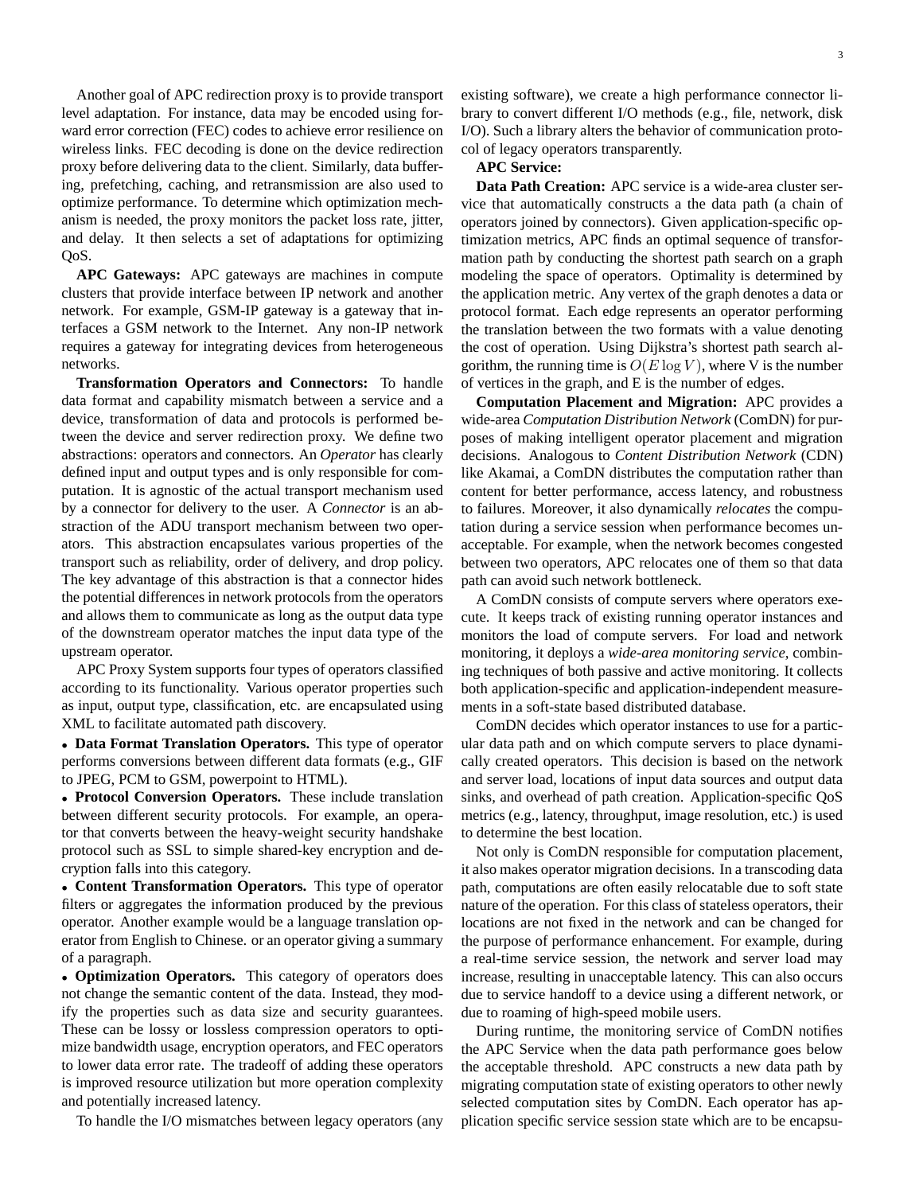Another goal of APC redirection proxy is to provide transport level adaptation. For instance, data may be encoded using forward error correction (FEC) codes to achieve error resilience on wireless links. FEC decoding is done on the device redirection proxy before delivering data to the client. Similarly, data buffering, prefetching, caching, and retransmission are also used to optimize performance. To determine which optimization mechanism is needed, the proxy monitors the packet loss rate, jitter, and delay. It then selects a set of adaptations for optimizing QoS.

**APC Gateways:** APC gateways are machines in compute clusters that provide interface between IP network and another network. For example, GSM-IP gateway is a gateway that interfaces a GSM network to the Internet. Any non-IP network requires a gateway for integrating devices from heterogeneous networks.

**Transformation Operators and Connectors:** To handle data format and capability mismatch between a service and a device, transformation of data and protocols is performed between the device and server redirection proxy. We define two abstractions: operators and connectors. An *Operator* has clearly defined input and output types and is only responsible for computation. It is agnostic of the actual transport mechanism used by a connector for delivery to the user. A *Connector* is an abstraction of the ADU transport mechanism between two operators. This abstraction encapsulates various properties of the transport such as reliability, order of delivery, and drop policy. The key advantage of this abstraction is that a connector hides the potential differences in network protocols from the operators and allows them to communicate as long as the output data type of the downstream operator matches the input data type of the upstream operator.

APC Proxy System supports four types of operators classified according to its functionality. Various operator properties such as input, output type, classification, etc. are encapsulated using XML to facilitate automated path discovery.

- **Data Format Translation Operators.** This type of operator performs conversions between different data formats (e.g., GIF to JPEG, PCM to GSM, powerpoint to HTML).
- **Protocol Conversion Operators.** These include translation between different security protocols. For example, an operator that converts between the heavy-weight security handshake protocol such as SSL to simple shared-key encryption and decryption falls into this category.
- **Content Transformation Operators.** This type of operator filters or aggregates the information produced by the previous operator. Another example would be a language translation operator from English to Chinese. or an operator giving a summary of a paragraph.
- **Optimization Operators.** This category of operators does not change the semantic content of the data. Instead, they modify the properties such as data size and security guarantees. These can be lossy or lossless compression operators to optimize bandwidth usage, encryption operators, and FEC operators to lower data error rate. The tradeoff of adding these operators is improved resource utilization but more operation complexity and potentially increased latency.

To handle the I/O mismatches between legacy operators (any existing software), we create a high performance connector library to convert different I/O methods (e.g., file, network, disk I/O). Such a library alters the behavior of communication protocol of legacy operators transparently.

**APC Service:**

**Data Path Creation:** APC service is a wide-area cluster service that automatically constructs a the data path (a chain of operators joined by connectors). Given application-specific optimization metrics, APC finds an optimal sequence of transformation path by conducting the shortest path search on a graph modeling the space of operators. Optimality is determined by the application metric. Any vertex of the graph denotes a data or protocol format. Each edge represents an operator performing the translation between the two formats with a value denoting the cost of operation. Using Dijkstra's shortest path search algorithm, the running time is $O(E \log V)$, where V is the number of vertices in the graph, and E is the number of edges.

**Computation Placement and Migration:** APC provides a wide-area *Computation Distribution Network* (ComDN) for purposes of making intelligent operator placement and migration decisions. Analogous to *Content Distribution Network* (CDN) like Akamai, a ComDN distributes the computation rather than content for better performance, access latency, and robustness to failures. Moreover, it also dynamically *relocates* the computation during a service session when performance becomes unacceptable. For example, when the network becomes congested between two operators, APC relocates one of them so that data path can avoid such network bottleneck.

A ComDN consists of compute servers where operators execute. It keeps track of existing running operator instances and monitors the load of compute servers. For load and network monitoring, it deploys a *wide-area monitoring service*, combining techniques of both passive and active monitoring. It collects both application-specific and application-independent measurements in a soft-state based distributed database.

ComDN decides which operator instances to use for a particular data path and on which compute servers to place dynamically created operators. This decision is based on the network and server load, locations of input data sources and output data sinks, and overhead of path creation. Application-specific QoS metrics (e.g., latency, throughput, image resolution, etc.) is used to determine the best location.

Not only is ComDN responsible for computation placement, it also makes operator migration decisions. In a transcoding data path, computations are often easily relocatable due to soft state nature of the operation. For this class of stateless operators, their locations are not fixed in the network and can be changed for the purpose of performance enhancement. For example, during a real-time service session, the network and server load may increase, resulting in unacceptable latency. This can also occurs due to service handoff to a device using a different network, or due to roaming of high-speed mobile users.

During runtime, the monitoring service of ComDN notifies the APC Service when the data path performance goes below the acceptable threshold. APC constructs a new data path by migrating computation state of existing operators to other newly selected computation sites by ComDN. Each operator has application specific service session state which are to be encapsu-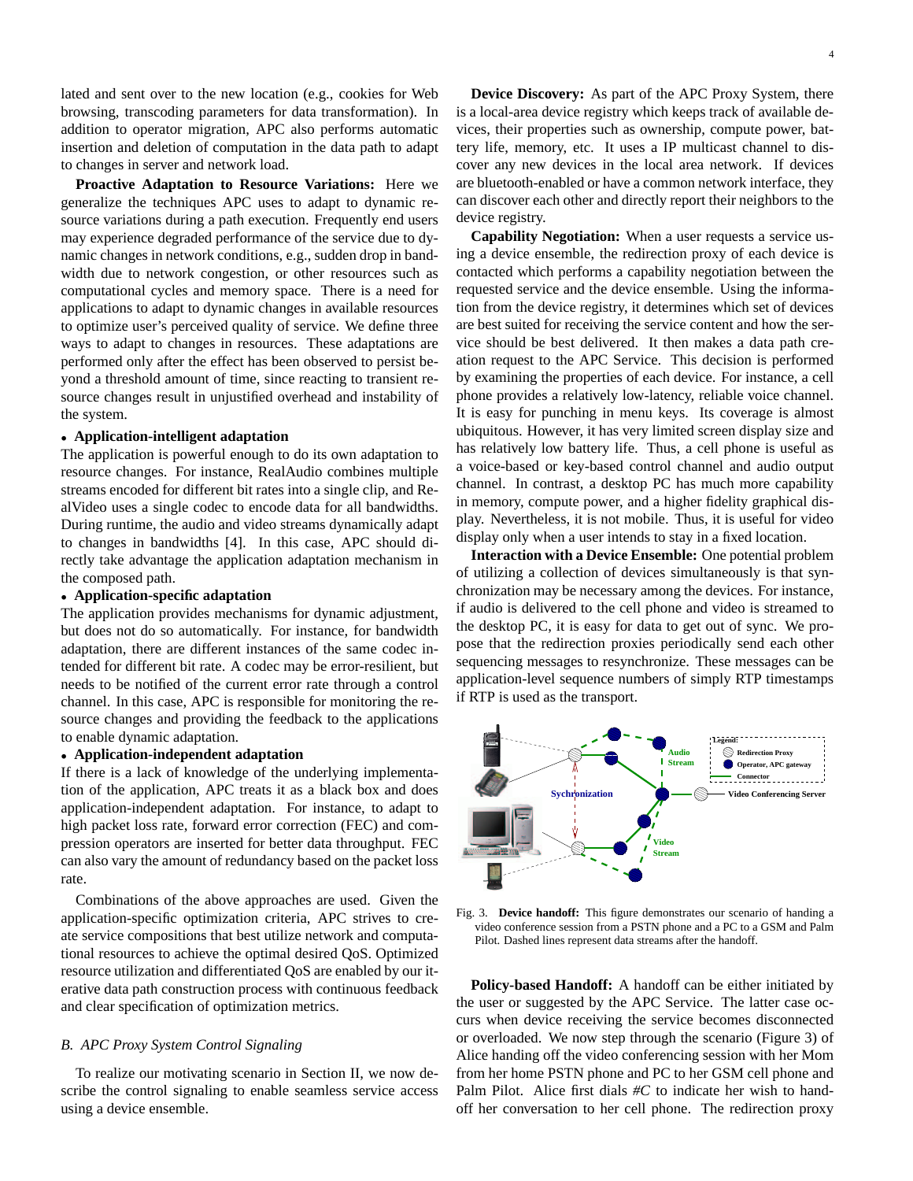lated and sent over to the new location (e.g., cookies for Web browsing, transcoding parameters for data transformation). In addition to operator migration, APC also performs automatic insertion and deletion of computation in the data path to adapt to changes in server and network load.

**Proactive Adaptation to Resource Variations:** Here we generalize the techniques APC uses to adapt to dynamic resource variations during a path execution. Frequently end users may experience degraded performance of the service due to dynamic changes in network conditions, e.g., sudden drop in bandwidth due to network congestion, or other resources such as computational cycles and memory space. There is a need for applications to adapt to dynamic changes in available resources to optimize user's perceived quality of service. We define three ways to adapt to changes in resources. These adaptations are performed only after the effect has been observed to persist beyond a threshold amount of time, since reacting to transient resource changes result in unjustified overhead and instability of the system.

- **Application-intelligent adaptation**

The application is powerful enough to do its own adaptation to resource changes. For instance, RealAudio combines multiple streams encoded for different bit rates into a single clip, and RealVideo uses a single codec to encode data for all bandwidths. During runtime, the audio and video streams dynamically adapt to changes in bandwidths [4]. In this case, APC should directly take advantage the application adaptation mechanism in the composed path.

- **Application-specific adaptation**

The application provides mechanisms for dynamic adjustment, but does not do so automatically. For instance, for bandwidth adaptation, there are different instances of the same codec intended for different bit rate. A codec may be error-resilient, but needs to be notified of the current error rate through a control channel. In this case, APC is responsible for monitoring the resource changes and providing the feedback to the applications to enable dynamic adaptation.

- **Application-independent adaptation**

If there is a lack of knowledge of the underlying implementation of the application, APC treats it as a black box and does application-independent adaptation. For instance, to adapt to high packet loss rate, forward error correction (FEC) and compression operators are inserted for better data throughput. FEC can also vary the amount of redundancy based on the packet loss rate.

Combinations of the above approaches are used. Given the application-specific optimization criteria, APC strives to create service compositions that best utilize network and computational resources to achieve the optimal desired QoS. Optimized resource utilization and differentiated QoS are enabled by our iterative data path construction process with continuous feedback and clear specification of optimization metrics.

### *B. APC Proxy System Control Signaling*

To realize our motivating scenario in Section II, we now describe the control signaling to enable seamless service access using a device ensemble.

**Device Discovery:** As part of the APC Proxy System, there is a local-area device registry which keeps track of available devices, their properties such as ownership, compute power, battery life, memory, etc. It uses a IP multicast channel to discover any new devices in the local area network. If devices are bluetooth-enabled or have a common network interface, they can discover each other and directly report their neighbors to the device registry.

**Capability Negotiation:** When a user requests a service using a device ensemble, the redirection proxy of each device is contacted which performs a capability negotiation between the requested service and the device ensemble. Using the information from the device registry, it determines which set of devices are best suited for receiving the service content and how the service should be best delivered. It then makes a data path creation request to the APC Service. This decision is performed by examining the properties of each device. For instance, a cell phone provides a relatively low-latency, reliable voice channel. It is easy for punching in menu keys. Its coverage is almost ubiquitous. However, it has very limited screen display size and has relatively low battery life. Thus, a cell phone is useful as a voice-based or key-based control channel and audio output channel. In contrast, a desktop PC has much more capability in memory, compute power, and a higher fidelity graphical display. Nevertheless, it is not mobile. Thus, it is useful for video display only when a user intends to stay in a fixed location.

**Interaction with a Device Ensemble:** One potential problem of utilizing a collection of devices simultaneously is that synchronization may be necessary among the devices. For instance, if audio is delivered to the cell phone and video is streamed to the desktop PC, it is easy for data to get out of sync. We propose that the redirection proxies periodically send each other sequencing messages to resynchronize. These messages can be application-level sequence numbers of simply RTP timestamps if RTP is used as the transport.

Fig. 3. **Device handoff:** This figure demonstrates our scenario of handing a video conference session from a PSTN phone and a PC to a GSM and Palm Pilot. Dashed lines represent data streams after the handoff.

**Policy-based Handoff:** A handoff can be either initiated by the user or suggested by the APC Service. The latter case occurs when device receiving the service becomes disconnected or overloaded. We now step through the scenario (Figure 3) of Alice handing off the video conferencing session with her Mom from her home PSTN phone and PC to her GSM cell phone and Palm Pilot. Alice first dials *#C* to indicate her wish to handoff her conversation to her cell phone. The redirection proxy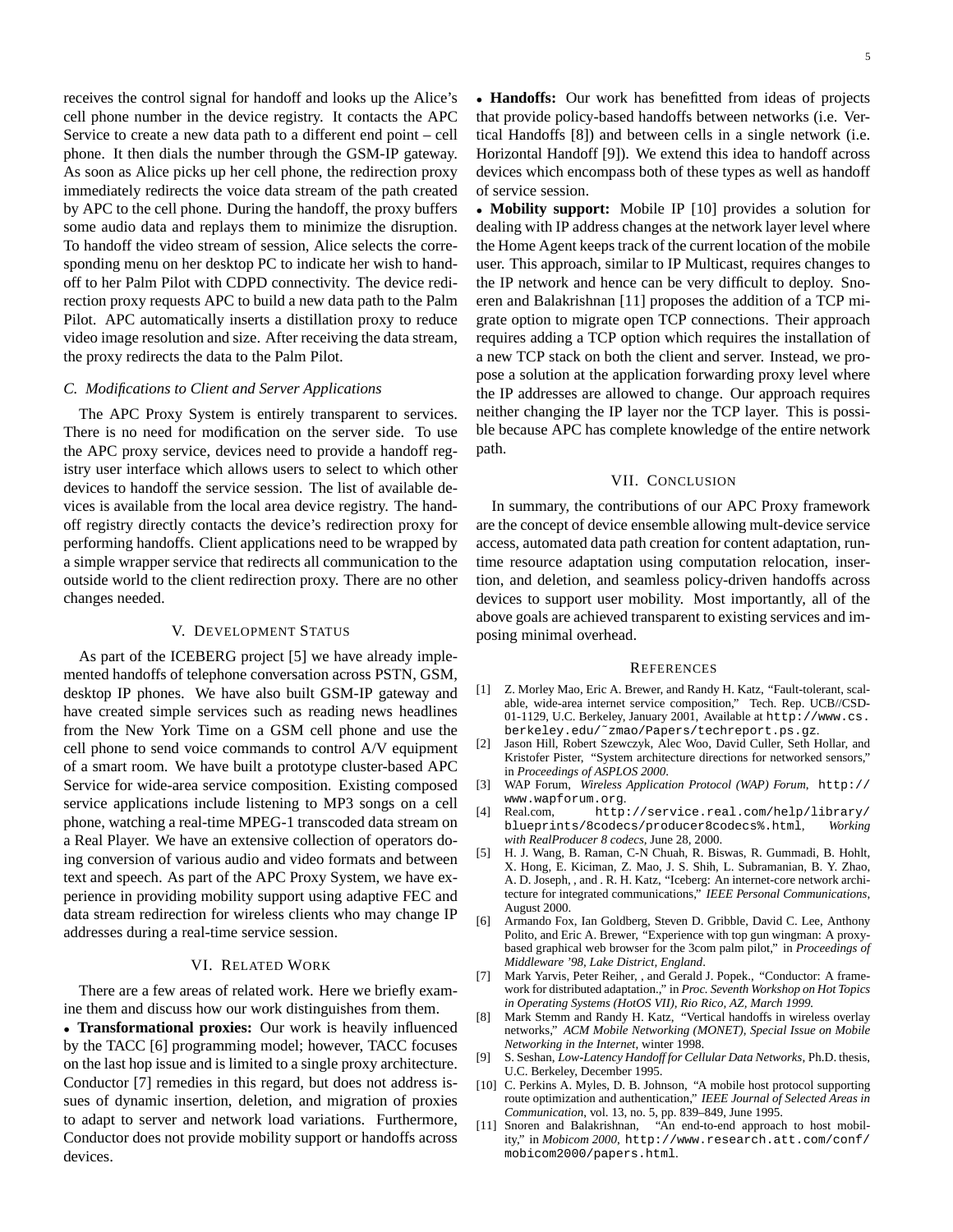receives the control signal for handoff and looks up the Alice's cell phone number in the device registry. It contacts the APC Service to create a new data path to a different end point – cell phone. It then dials the number through the GSM-IP gateway. As soon as Alice picks up her cell phone, the redirection proxy immediately redirects the voice data stream of the path created by APC to the cell phone. During the handoff, the proxy buffers some audio data and replays them to minimize the disruption. To handoff the video stream of session, Alice selects the corresponding menu on her desktop PC to indicate her wish to handoff to her Palm Pilot with CDPD connectivity. The device redirection proxy requests APC to build a new data path to the Palm Pilot. APC automatically inserts a distillation proxy to reduce video image resolution and size. After receiving the data stream, the proxy redirects the data to the Palm Pilot.

### *C. Modifications to Client and Server Applications*

The APC Proxy System is entirely transparent to services. There is no need for modification on the server side. To use the APC proxy service, devices need to provide a handoff registry user interface which allows users to select to which other devices to handoff the service session. The list of available devices is available from the local area device registry. The handoff registry directly contacts the device's redirection proxy for performing handoffs. Client applications need to be wrapped by a simple wrapper service that redirects all communication to the outside world to the client redirection proxy. There are no other changes needed.

## V. Development Status

As part of the ICEBERG project [5] we have already implemented handoffs of telephone conversation across PSTN, GSM, desktop IP phones. We have also built GSM-IP gateway and have created simple services such as reading news headlines from the New York Time on a GSM cell phone and use the cell phone to send voice commands to control A/V equipment of a smart room. We have built a prototype cluster-based APC Service for wide-area service composition. Existing composed service applications include listening to MP3 songs on a cell phone, watching a real-time MPEG-1 transcoded data stream on a Real Player. We have an extensive collection of operators doing conversion of various audio and video formats and between text and speech. As part of the APC Proxy System, we have experience in providing mobility support using adaptive FEC and data stream redirection for wireless clients who may change IP addresses during a real-time service session.

## VI. Related Work

There are a few areas of related work. Here we briefly examine them and discuss how our work distinguishes from them.

- **Transformational proxies:** Our work is heavily influenced by the TACC [6] programming model; however, TACC focuses on the last hop issue and is limited to a single proxy architecture. Conductor [7] remedies in this regard, but does not address issues of dynamic insertion, deletion, and migration of proxies to adapt to server and network load variations. Furthermore, Conductor does not provide mobility support or handoffs across devices.
- **Handoffs:** Our work has benefitted from ideas of projects that provide policy-based handoffs between networks (i.e. Vertical Handoffs [8]) and between cells in a single network (i.e. Horizontal Handoff [9]). We extend this idea to handoff across devices which encompass both of these types as well as handoff of service session.
- **Mobility support:** Mobile IP [10] provides a solution for dealing with IP address changes at the network layer level where the Home Agent keeps track of the current location of the mobile user. This approach, similar to IP Multicast, requires changes to the IP network and hence can be very difficult to deploy. Snoeren and Balakrishnan [11] proposes the addition of a TCP migrate option to migrate open TCP connections. Their approach requires adding a TCP option which requires the installation of a new TCP stack on both the client and server. Instead, we propose a solution at the application forwarding proxy level where the IP addresses are allowed to change. Our approach requires neither changing the IP layer nor the TCP layer. This is possible because APC has complete knowledge of the entire network path.

## VII. Conclusion

In summary, the contributions of our APC Proxy framework are the concept of device ensemble allowing mult-device service access, automated data path creation for content adaptation, runtime resource adaptation using computation relocation, insertion, and deletion, and seamless policy-driven handoffs across devices to support user mobility. Most importantly, all of the above goals are achieved transparent to existing services and imposing minimal overhead.

## References

[1] Z. Morley Mao, Eric A. Brewer, and Randy H. Katz, "Fault-tolerant, scalable, wide-area internet service composition," Tech. Rep. UCB//CSD-01-1129, U.C. Berkeley, January 2001, Available at http://www.cs.berkeley.edu/~zmao/Papers/techreport.ps.gz.

[2] Jason Hill, Robert Szewczyk, Alec Woo, David Culler, Seth Hollar, and Kristofer Pister, "System architecture directions for networked sensors," in *Proceedings of ASPLOS 2000*.

[3] WAP Forum, *Wireless Application Protocol (WAP) Forum*, http://www.wapforum.org.

[4] Real.com, http://service.real.com/help/library/blueprints/8codecs/producer8codecs%.html, *Working with RealProducer 8 codecs*, June 28, 2000.

[5] H. J. Wang, B. Raman, C-N Chuah, R. Biswas, R. Gummadi, B. Hohlt, X. Hong, E. Kiciman, Z. Mao, J. S. Shih, L. Subramanian, B. Y. Zhao, A. D. Joseph, , and . R. H. Katz, "Iceberg: An internet-core network architecture for integrated communications," *IEEE Personal Communications*, August 2000.

[6] Armando Fox, Ian Goldberg, Steven D. Gribble, David C. Lee, Anthony Polito, and Eric A. Brewer, "Experience with top gun wingman: A proxy-based graphical web browser for the 3com palm pilot," in *Proceedings of Middleware '98, Lake District, England*.

[7] Mark Yarvis, Peter Reiher, , and Gerald J. Popek., "Conductor: A framework for distributed adaptation.," in *Proc. Seventh Workshop on Hot Topics in Operating Systems (HotOS VII), Rio Rico, AZ, March 1999*.

[8] Mark Stemm and Randy H. Katz, "Vertical handoffs in wireless overlay networks," *ACM Mobile Networking (MONET), Special Issue on Mobile Networking in the Internet*, winter 1998.

[9] S. Seshan, *Low-Latency Handoff for Cellular Data Networks*, Ph.D. thesis, U.C. Berkeley, December 1995.

[10] C. Perkins A. Myles, D. B. Johnson, "A mobile host protocol supporting route optimization and authentication," *IEEE Journal of Selected Areas in Communication*, vol. 13, no. 5, pp. 839–849, June 1995.

[11] Snoren and Balakrishnan, "An end-to-end approach to host mobility," in *Mobicom 2000*, http://www.research.att.com/conf/mobicom2000/papers.html.